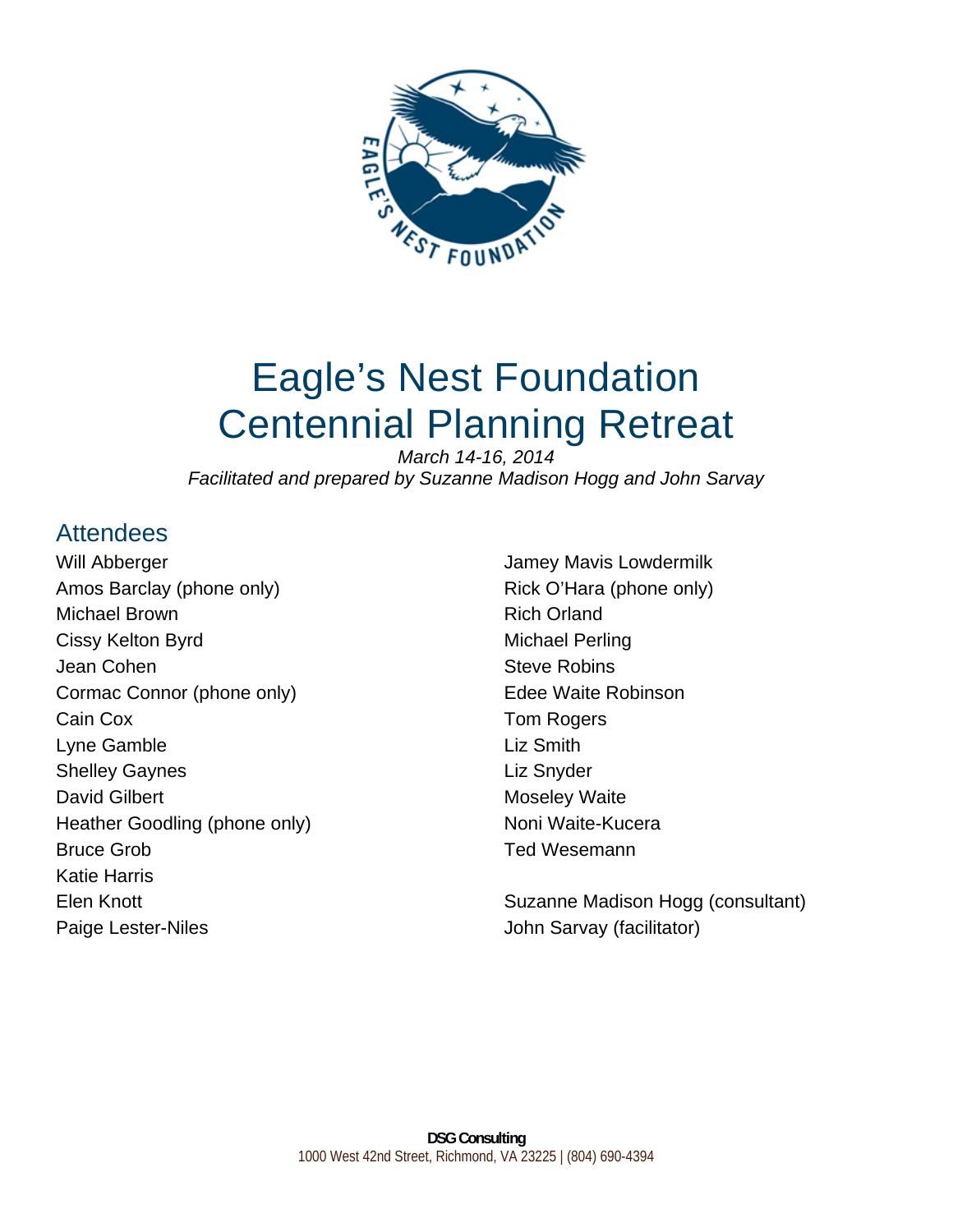# Eagle's Nest Foundation
# Centennial Planning Retreat

*March 14-16, 2014*

*Facilitated and prepared by Suzanne Madison Hogg and John Sarvay*

## Attendees

Will Abberger
Amos Barclay (phone only)
Michael Brown
Cissy Kelton Byrd
Jean Cohen
Cormac Connor (phone only)
Cain Cox
Lyne Gamble
Shelley Gaynes
David Gilbert
Heather Goodling (phone only)
Bruce Grob
Katie Harris
Elen Knott
Paige Lester-Niles
Jamey Mavis Lowdermilk
Rick O'Hara (phone only)
Rich Orland
Michael Perling
Steve Robins
Edee Waite Robinson
Tom Rogers
Liz Smith
Liz Snyder
Moseley Waite
Noni Waite-Kucera
Ted Wesemann

Suzanne Madison Hogg (consultant)
John Sarvay (facilitator)

**DSG Consulting**
1000 West 42nd Street, Richmond, VA 23225 | (804) 690-4394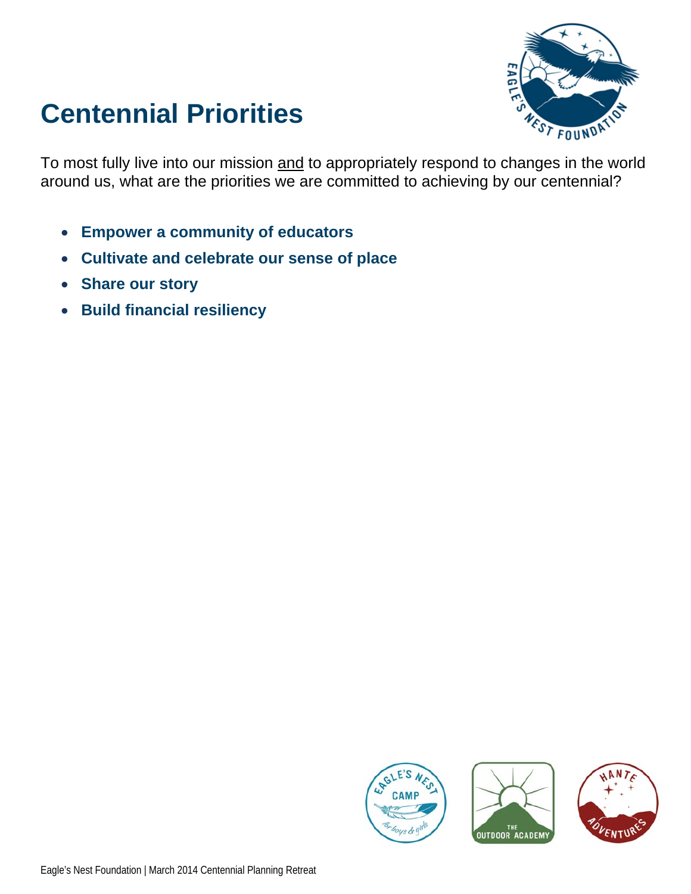# Centennial Priorities

To most fully live into our mission <u>and</u> to appropriately respond to changes in the world around us, what are the priorities we are committed to achieving by our centennial?

- **Empower a community of educators**
- **Cultivate and celebrate our sense of place**
- **Share our story**
- **Build financial resiliency**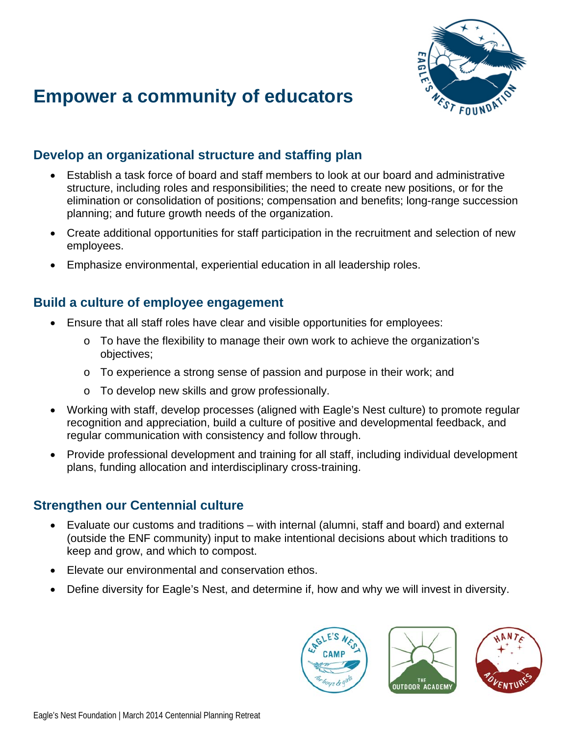# Empower a community of educators

## Develop an organizational structure and staffing plan

- Establish a task force of board and staff members to look at our board and administrative structure, including roles and responsibilities; the need to create new positions, or for the elimination or consolidation of positions; compensation and benefits; long-range succession planning; and future growth needs of the organization.
- Create additional opportunities for staff participation in the recruitment and selection of new employees.
- Emphasize environmental, experiential education in all leadership roles.

## Build a culture of employee engagement

- Ensure that all staff roles have clear and visible opportunities for employees:
  - To have the flexibility to manage their own work to achieve the organization's objectives;
  - To experience a strong sense of passion and purpose in their work; and
  - To develop new skills and grow professionally.
- Working with staff, develop processes (aligned with Eagle's Nest culture) to promote regular recognition and appreciation, build a culture of positive and developmental feedback, and regular communication with consistency and follow through.
- Provide professional development and training for all staff, including individual development plans, funding allocation and interdisciplinary cross-training.

## Strengthen our Centennial culture

- Evaluate our customs and traditions – with internal (alumni, staff and board) and external (outside the ENF community) input to make intentional decisions about which traditions to keep and grow, and which to compost.
- Elevate our environmental and conservation ethos.
- Define diversity for Eagle's Nest, and determine if, how and why we will invest in diversity.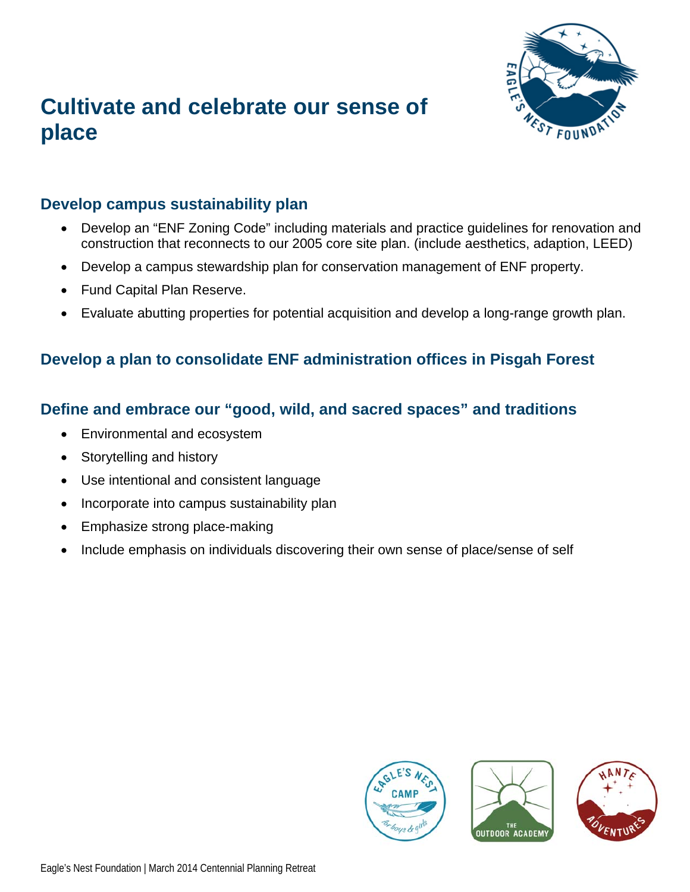# Cultivate and celebrate our sense of place

## Develop campus sustainability plan

- Develop an "ENF Zoning Code" including materials and practice guidelines for renovation and construction that reconnects to our 2005 core site plan. (include aesthetics, adaption, LEED)
- Develop a campus stewardship plan for conservation management of ENF property.
- Fund Capital Plan Reserve.
- Evaluate abutting properties for potential acquisition and develop a long-range growth plan.

## Develop a plan to consolidate ENF administration offices in Pisgah Forest

## Define and embrace our "good, wild, and sacred spaces" and traditions

- Environmental and ecosystem
- Storytelling and history
- Use intentional and consistent language
- Incorporate into campus sustainability plan
- Emphasize strong place-making
- Include emphasis on individuals discovering their own sense of place/sense of self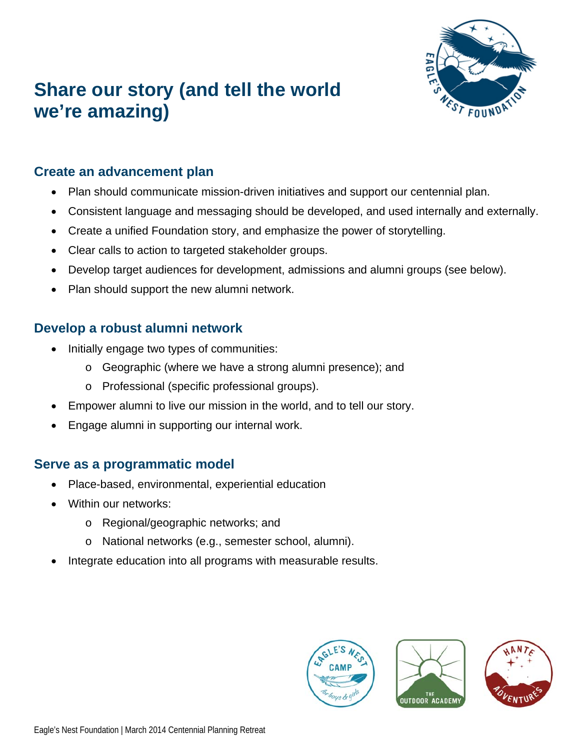# Share our story (and tell the world we're amazing)

## Create an advancement plan

- Plan should communicate mission-driven initiatives and support our centennial plan.
- Consistent language and messaging should be developed, and used internally and externally.
- Create a unified Foundation story, and emphasize the power of storytelling.
- Clear calls to action to targeted stakeholder groups.
- Develop target audiences for development, admissions and alumni groups (see below).
- Plan should support the new alumni network.

## Develop a robust alumni network

- Initially engage two types of communities:
  - Geographic (where we have a strong alumni presence); and
  - Professional (specific professional groups).
- Empower alumni to live our mission in the world, and to tell our story.
- Engage alumni in supporting our internal work.

## Serve as a programmatic model

- Place-based, environmental, experiential education
- Within our networks:
  - Regional/geographic networks; and
  - National networks (e.g., semester school, alumni).
- Integrate education into all programs with measurable results.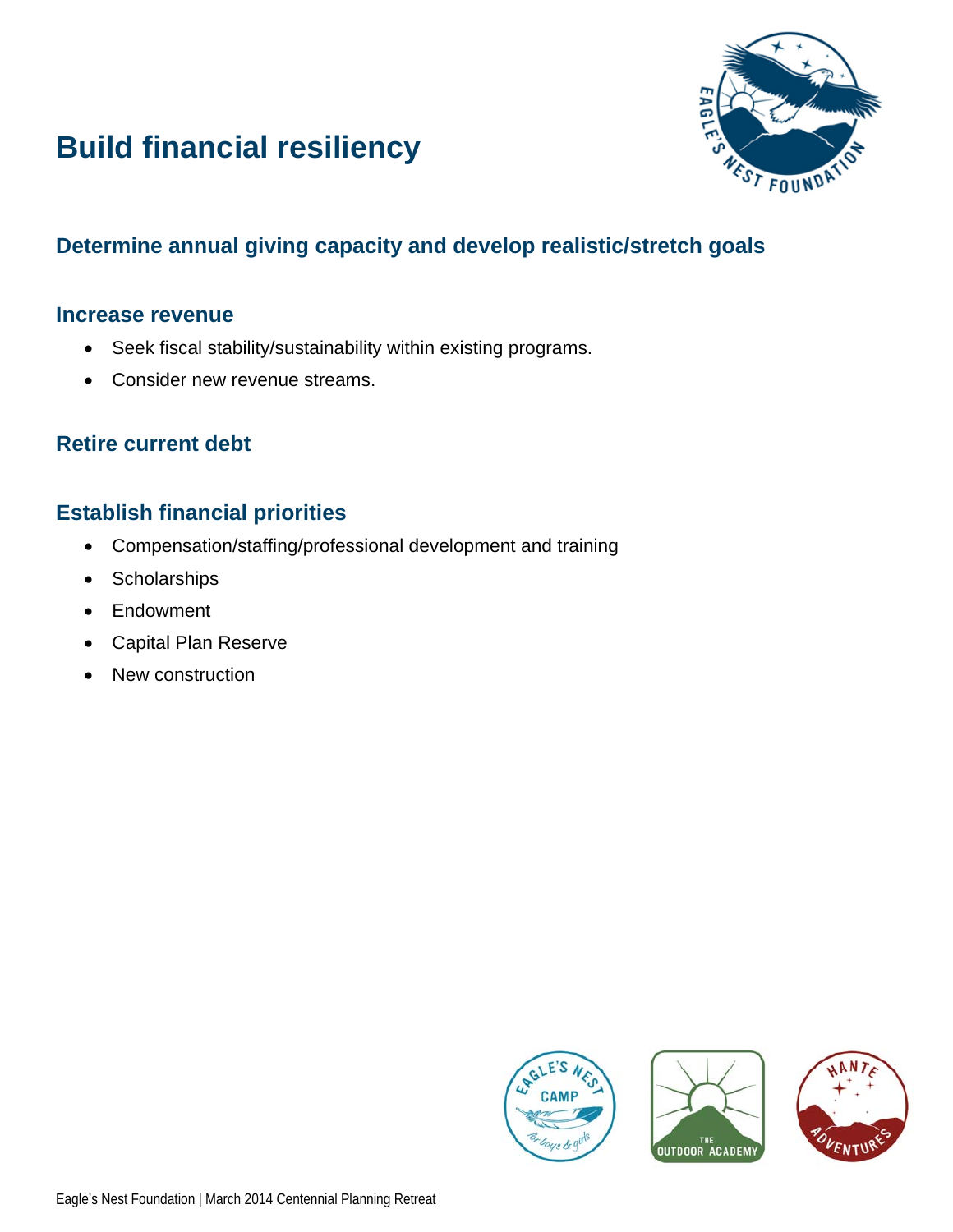# Build financial resiliency

## Determine annual giving capacity and develop realistic/stretch goals

### Increase revenue

- Seek fiscal stability/sustainability within existing programs.
- Consider new revenue streams.

### Retire current debt

### Establish financial priorities

- Compensation/staffing/professional development and training
- Scholarships
- Endowment
- Capital Plan Reserve
- New construction